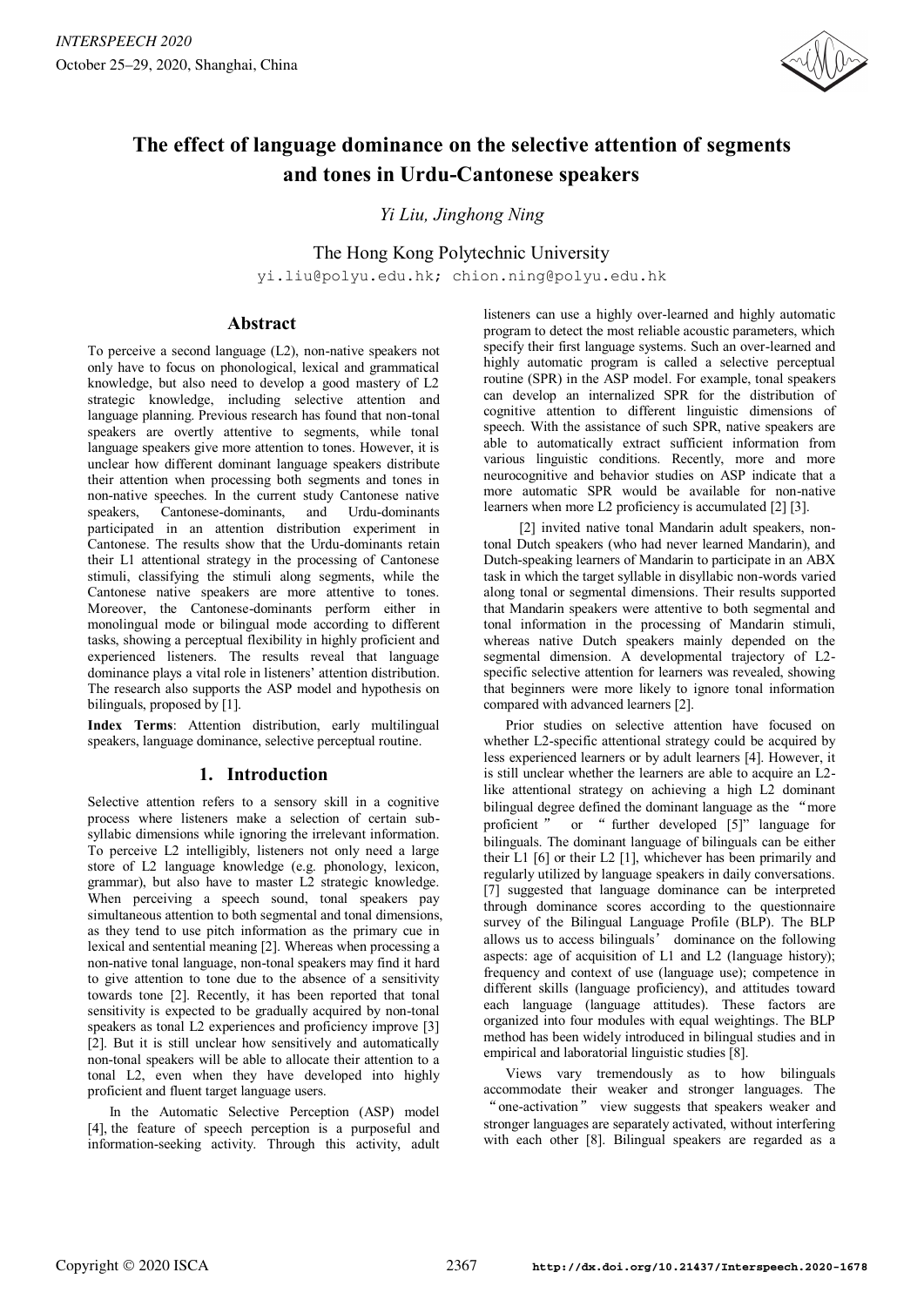# The effect of language dominance on the selective attention of segments and tones in Urdu-Cantonese speakers

*Yi Liu, Jinghong Ning*

The Hong Kong Polytechnic University

yi.liu@polyu.edu.hk; chion.ning@polyu.edu.hk

## Abstract

To perceive a second language (L2), non-native speakers not only have to focus on phonological, lexical and grammatical knowledge, but also need to develop a good mastery of L2 strategic knowledge, including selective attention and language planning. Previous research has found that non-tonal speakers are overtly attentive to segments, while tonal language speakers give more attention to tones. However, it is unclear how different dominant language speakers distribute their attention when processing both segments and tones in non-native speeches. In the current study Cantonese native speakers, Cantonese-dominants, and Urdu-dominants participated in an attention distribution experiment in Cantonese. The results show that the Urdu-dominants retain their L1 attentional strategy in the processing of Cantonese stimuli, classifying the stimuli along segments, while the Cantonese native speakers are more attentive to tones. Moreover, the Cantonese-dominants perform either in monolingual mode or bilingual mode according to different tasks, showing a perceptual flexibility in highly proficient and experienced listeners. The results reveal that language dominance plays a vital role in listeners' attention distribution. The research also supports the ASP model and hypothesis on bilinguals, proposed by [1].

**Index Terms**: Attention distribution, early multilingual speakers, language dominance, selective perceptual routine.

## 1. Introduction

Selective attention refers to a sensory skill in a cognitive process where listeners make a selection of certain sub-syllabic dimensions while ignoring the irrelevant information. To perceive L2 intelligibly, listeners not only need a large store of L2 language knowledge (e.g. phonology, lexicon, grammar), but also have to master L2 strategic knowledge. When perceiving a speech sound, tonal speakers pay simultaneous attention to both segmental and tonal dimensions, as they tend to use pitch information as the primary cue in lexical and sentential meaning [2]. Whereas when processing a non-native tonal language, non-tonal speakers may find it hard to give attention to tone due to the absence of a sensitivity towards tone [2]. Recently, it has been reported that tonal sensitivity is expected to be gradually acquired by non-tonal speakers as tonal L2 experiences and proficiency improve [3] [2]. But it is still unclear how sensitively and automatically non-tonal speakers will be able to allocate their attention to a tonal L2, even when they have developed into highly proficient and fluent target language users.

In the Automatic Selective Perception (ASP) model [4], the feature of speech perception is a purposeful and information-seeking activity. Through this activity, adult listeners can use a highly over-learned and highly automatic program to detect the most reliable acoustic parameters, which specify their first language systems. Such an over-learned and highly automatic program is called a selective perceptual routine (SPR) in the ASP model. For example, tonal speakers can develop an internalized SPR for the distribution of cognitive attention to different linguistic dimensions of speech. With the assistance of such SPR, native speakers are able to automatically extract sufficient information from various linguistic conditions. Recently, more and more neurocognitive and behavior studies on ASP indicate that a more automatic SPR would be available for non-native learners when more L2 proficiency is accumulated [2] [3].

[2] invited native tonal Mandarin adult speakers, non-tonal Dutch speakers (who had never learned Mandarin), and Dutch-speaking learners of Mandarin to participate in an ABX task in which the target syllable in disyllabic non-words varied along tonal or segmental dimensions. Their results supported that Mandarin speakers were attentive to both segmental and tonal information in the processing of Mandarin stimuli, whereas native Dutch speakers mainly depended on the segmental dimension. A developmental trajectory of L2-specific selective attention for learners was revealed, showing that beginners were more likely to ignore tonal information compared with advanced learners [2].

Prior studies on selective attention have focused on whether L2-specific attentional strategy could be acquired by less experienced learners or by adult learners [4]. However, it is still unclear whether the learners are able to acquire an L2-like attentional strategy on achieving a high L2 dominant bilingual degree defined the dominant language as the "more proficient" or "further developed [5]" language for bilinguals. The dominant language of bilinguals can be either their L1 [6] or their L2 [1], whichever has been primarily and regularly utilized by language speakers in daily conversations. [7] suggested that language dominance can be interpreted through dominance scores according to the questionnaire survey of the Bilingual Language Profile (BLP). The BLP allows us to access bilinguals' dominance on the following aspects: age of acquisition of L1 and L2 (language history); frequency and context of use (language use); competence in different skills (language proficiency), and attitudes toward each language (language attitudes). These factors are organized into four modules with equal weightings. The BLP method has been widely introduced in bilingual studies and in empirical and laboratorial linguistic studies [8].

Views vary tremendously as to how bilinguals accommodate their weaker and stronger languages. The "one-activation" view suggests that speakers weaker and stronger languages are separately activated, without interfering with each other [8]. Bilingual speakers are regarded as a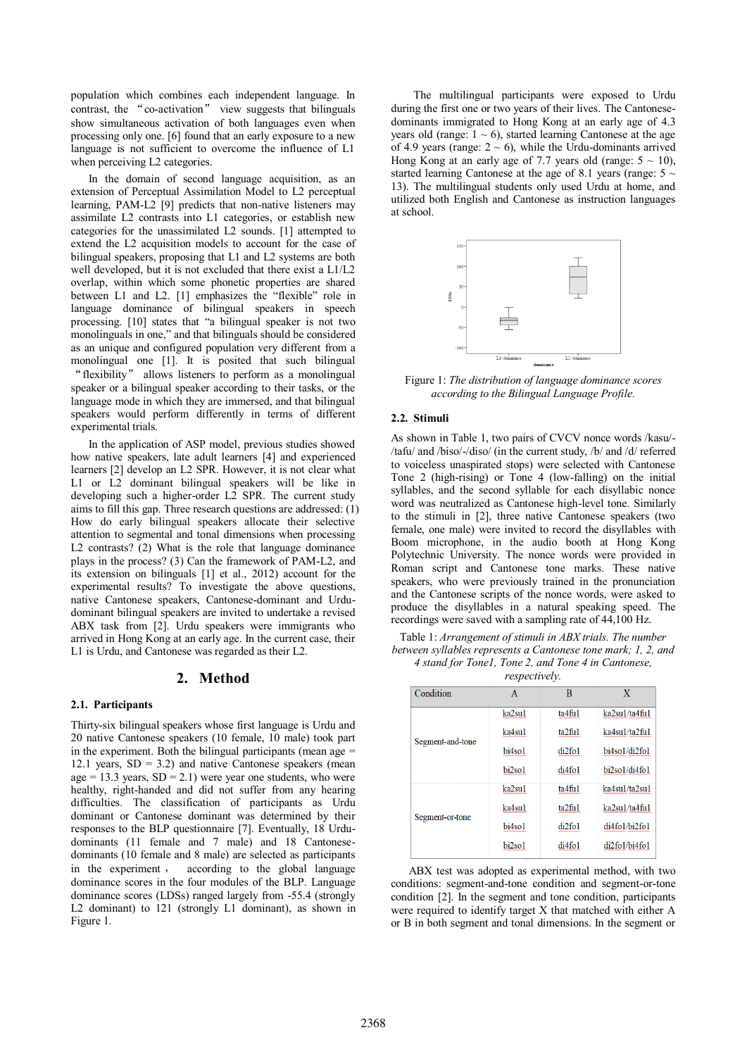population which combines each independent language. In contrast, the "co-activation" view suggests that bilinguals show simultaneous activation of both languages even when processing only one. [6] found that an early exposure to a new language is not sufficient to overcome the influence of L1 when perceiving L2 categories.

In the domain of second language acquisition, as an extension of Perceptual Assimilation Model to L2 perceptual learning, PAM-L2 [9] predicts that non-native listeners may assimilate L2 contrasts into L1 categories, or establish new categories for the unassimilated L2 sounds. [1] attempted to extend the L2 acquisition models to account for the case of bilingual speakers, proposing that L1 and L2 systems are both well developed, but it is not excluded that there exist a L1/L2 overlap, within which some phonetic properties are shared between L1 and L2. [1] emphasizes the "flexible" role in language dominance of bilingual speakers in speech processing. [10] states that "a bilingual speaker is not two monolinguals in one," and that bilinguals should be considered as an unique and configured population very different from a monolingual one [1]. It is posited that such bilingual "flexibility" allows listeners to perform as a monolingual speaker or a bilingual speaker according to their tasks, or the language mode in which they are immersed, and that bilingual speakers would perform differently in terms of different experimental trials.

In the application of ASP model, previous studies showed how native speakers, late adult learners [4] and experienced learners [2] develop an L2 SPR. However, it is not clear what L1 or L2 dominant bilingual speakers will be like in developing such a higher-order L2 SPR. The current study aims to fill this gap. Three research questions are addressed: (1) How do early bilingual speakers allocate their selective attention to segmental and tonal dimensions when processing L2 contrasts? (2) What is the role that language dominance plays in the process? (3) Can the framework of PAM-L2, and its extension on bilinguals [1] et al., 2012) account for the experimental results? To investigate the above questions, native Cantonese speakers, Cantonese-dominant and Urdu-dominant bilingual speakers are invited to undertake a revised ABX task from [2]. Urdu speakers were immigrants who arrived in Hong Kong at an early age. In the current case, their L1 is Urdu, and Cantonese was regarded as their L2.

## 2. Method

### 2.1. Participants

Thirty-six bilingual speakers whose first language is Urdu and 20 native Cantonese speakers (10 female, 10 male) took part in the experiment. Both the bilingual participants (mean age = 12.1 years, SD = 3.2) and native Cantonese speakers (mean age = 13.3 years, SD = 2.1) were year one students, who were healthy, right-handed and did not suffer from any hearing difficulties. The classification of participants as Urdu dominant or Cantonese dominant was determined by their responses to the BLP questionnaire [7]. Eventually, 18 Urdu-dominants (11 female and 7 male) and 18 Cantonese-dominants (10 female and 8 male) are selected as participants in the experiment, according to the global language dominance scores in the four modules of the BLP. Language dominance scores (LDSs) ranged largely from -55.4 (strongly L2 dominant) to 121 (strongly L1 dominant), as shown in Figure 1.

The multilingual participants were exposed to Urdu during the first one or two years of their lives. The Cantonese-dominants immigrated to Hong Kong at an early age of 4.3 years old (range: 1 ~ 6), started learning Cantonese at the age of 4.9 years (range: 2 ~ 6), while the Urdu-dominants arrived Hong Kong at an early age of 7.7 years old (range: 5 ~ 10), started learning Cantonese at the age of 8.1 years (range: 5 ~ 13). The multilingual students only used Urdu at home, and utilized both English and Cantonese as instruction languages at school.

Figure 1: *The distribution of language dominance scores according to the Bilingual Language Profile.*

### 2.2. Stimuli

As shown in Table 1, two pairs of CVCV nonce words /kasu/-/tafu/ and /biso/-/diso/ (in the current study, /b/ and /d/ referred to voiceless unaspirated stops) were selected with Cantonese Tone 2 (high-rising) or Tone 4 (low-falling) on the initial syllables, and the second syllable for each disyllabic nonce word was neutralized as Cantonese high-level tone. Similarly to the stimuli in [2], three native Cantonese speakers (two female, one male) were invited to record the disyllables with Boom microphone, in the audio booth at Hong Kong Polytechnic University. The nonce words were provided in Roman script and Cantonese tone marks. These native speakers, who were previously trained in the pronunciation and the Cantonese scripts of the nonce words, were asked to produce the disyllables in a natural speaking speed. The recordings were saved with a sampling rate of 44,100 Hz.

Table 1: *Arrangement of stimuli in ABX trials. The number between syllables represents a Cantonese tone mark; 1, 2, and 4 stand for Tone1, Tone 2, and Tone 4 in Cantonese, respectively.*

| Condition | A | B | X |
|---|---|---|---|
| Segment-and-tone | ka2su1 | ta4fu1 | ka2su1/ta4fu1 |
| | ka4su1 | ta2fu1 | ka4su1/ta2fu1 |
| | bi4so1 | di2fo1 | bi4so1/di2fo1 |
| | bi2so1 | di4fo1 | bi2so1/di4fo1 |
| Segment-or-tone | ka2su1 | ta4fu1 | ka4su1/ta2su1 |
| | ka4su1 | ta2fu1 | ka2su1/ta4fu1 |
| | bi4so1 | di2fo1 | di4fo1/bi2fo1 |
| | bi2so1 | di4fo1 | di2fo1/bi4fo1 |

ABX test was adopted as experimental method, with two conditions: segment-and-tone condition and segment-or-tone condition [2]. In the segment and tone condition, participants were required to identify target X that matched with either A or B in both segment and tonal dimensions. In the segment or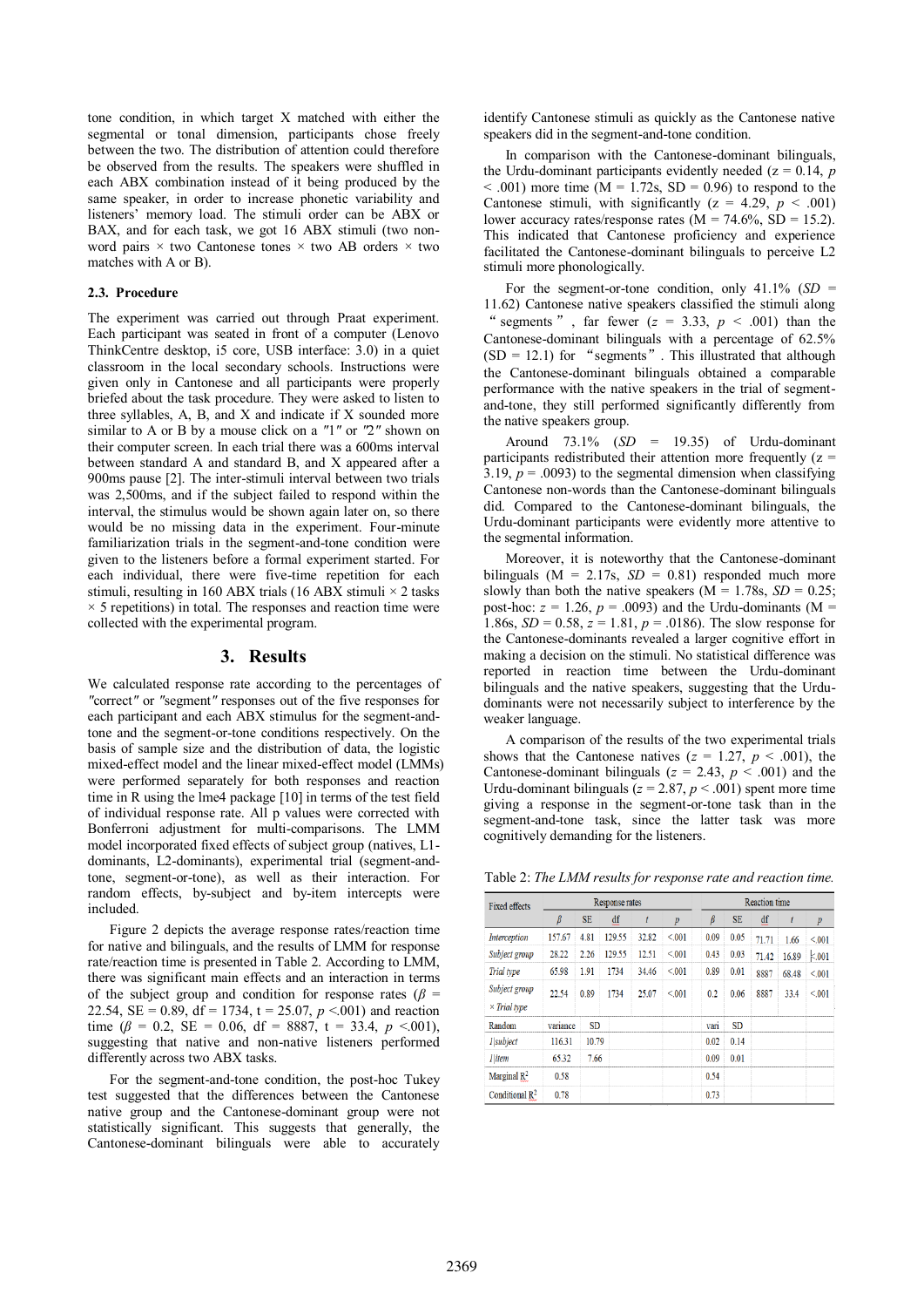tone condition, in which target X matched with either the segmental or tonal dimension, participants chose freely between the two. The distribution of attention could therefore be observed from the results. The speakers were shuffled in each ABX combination instead of it being produced by the same speaker, in order to increase phonetic variability and listeners' memory load. The stimuli order can be ABX or BAX, and for each task, we got 16 ABX stimuli (two non-word pairs × two Cantonese tones × two AB orders × two matches with A or B).

### 2.3. Procedure

The experiment was carried out through Praat experiment. Each participant was seated in front of a computer (Lenovo ThinkCentre desktop, i5 core, USB interface: 3.0) in a quiet classroom in the local secondary schools. Instructions were given only in Cantonese and all participants were properly briefed about the task procedure. They were asked to listen to three syllables, A, B, and X and indicate if X sounded more similar to A or B by a mouse click on a "1" or "2" shown on their computer screen. In each trial there was a 600ms interval between standard A and standard B, and X appeared after a 900ms pause [2]. The inter-stimuli interval between two trials was 2,500ms, and if the subject failed to respond within the interval, the stimulus would be shown again later on, so there would be no missing data in the experiment. Four-minute familiarization trials in the segment-and-tone condition were given to the listeners before a formal experiment started. For each individual, there were five-time repetition for each stimuli, resulting in 160 ABX trials (16 ABX stimuli × 2 tasks × 5 repetitions) in total. The responses and reaction time were collected with the experimental program.

## 3. Results

We calculated response rate according to the percentages of "correct" or "segment" responses out of the five responses for each participant and each ABX stimulus for the segment-and-tone and the segment-or-tone conditions respectively. On the basis of sample size and the distribution of data, the logistic mixed-effect model and the linear mixed-effect model (LMMs) were performed separately for both responses and reaction time in R using the lme4 package [10] in terms of the test field of individual response rate. All p values were corrected with Bonferroni adjustment for multi-comparisons. The LMM model incorporated fixed effects of subject group (natives, L1-dominants, L2-dominants), experimental trial (segment-and-tone, segment-or-tone), as well as their interaction. For random effects, by-subject and by-item intercepts were included.

Figure 2 depicts the average response rates/reaction time for native and bilinguals, and the results of LMM for response rate/reaction time is presented in Table 2. According to LMM, there was significant main effects and an interaction in terms of the subject group and condition for response rates ($\beta$ = 22.54, SE = 0.89, df = 1734, t = 25.07, $p$ <.001) and reaction time ($\beta$ = 0.2, SE = 0.06, df = 8887, t = 33.4, $p$ <.001), suggesting that native and non-native listeners performed differently across two ABX tasks.

For the segment-and-tone condition, the post-hoc Tukey test suggested that the differences between the Cantonese native group and the Cantonese-dominant group were not statistically significant. This suggests that generally, the Cantonese-dominant bilinguals were able to accurately identify Cantonese stimuli as quickly as the Cantonese native speakers did in the segment-and-tone condition.

In comparison with the Cantonese-dominant bilinguals, the Urdu-dominant participants evidently needed (z = 0.14, $p$ < .001) more time (M = 1.72s, SD = 0.96) to respond to the Cantonese stimuli, with significantly (z = 4.29, $p$ < .001) lower accuracy rates/response rates (M = 74.6%, SD = 15.2). This indicated that Cantonese proficiency and experience facilitated the Cantonese-dominant bilinguals to perceive L2 stimuli more phonologically.

For the segment-or-tone condition, only 41.1% ($SD$ = 11.62) Cantonese native speakers classified the stimuli along "segments", far fewer ($z$ = 3.33, $p$ < .001) than the Cantonese-dominant bilinguals with a percentage of 62.5% (SD = 12.1) for "segments". This illustrated that although the Cantonese-dominant bilinguals obtained a comparable performance with the native speakers in the trial of segment-and-tone, they still performed significantly differently from the native speakers group.

Around 73.1% ($SD$ = 19.35) of Urdu-dominant participants redistributed their attention more frequently (z = 3.19, $p$ = .0093) to the segmental dimension when classifying Cantonese non-words than the Cantonese-dominant bilinguals did. Compared to the Cantonese-dominant bilinguals, the Urdu-dominant participants were evidently more attentive to the segmental information.

Moreover, it is noteworthy that the Cantonese-dominant bilinguals (M = 2.17s, $SD$ = 0.81) responded much more slowly than both the native speakers (M = 1.78s, $SD$ = 0.25; post-hoc: $z$ = 1.26, $p$ = .0093) and the Urdu-dominants (M = 1.86s, $SD$ = 0.58, $z$ = 1.81, $p$ = .0186). The slow response for the Cantonese-dominants revealed a larger cognitive effort in making a decision on the stimuli. No statistical difference was reported in reaction time between the Urdu-dominant bilinguals and the native speakers, suggesting that the Urdu-dominants were not necessarily subject to interference by the weaker language.

A comparison of the results of the two experimental trials shows that the Cantonese natives ($z$ = 1.27, $p$ < .001), the Cantonese-dominant bilinguals ($z$ = 2.43, $p$ < .001) and the Urdu-dominant bilinguals ($z$ = 2.87, $p$ < .001) spent more time giving a response in the segment-or-tone task than in the segment-and-tone task, since the latter task was more cognitively demanding for the listeners.

Table 2: *The LMM results for response rate and reaction time.*

| Fixed effects | Response rates | | | | | Reaction time | | | | |
|---|---|---|---|---|---|---|---|---|---|---|
| | $\beta$ | SE | df | $t$ | $p$ | $\beta$ | SE | df | $t$ | $p$ |
| *Interception* | 157.67 | 4.81 | 129.55 | 32.82 | <.001 | 0.09 | 0.05 | 71.71 | 1.66 | <.001 |
| *Subject group* | 28.22 | 2.26 | 129.55 | 12.51 | <.001 | 0.43 | 0.03 | 71.42 | 16.89 | <.001 |
| *Trial type* | 65.98 | 1.91 | 1734 | 34.46 | <.001 | 0.89 | 0.01 | 8887 | 68.48 | <.001 |
| *Subject group × Trial type* | 22.54 | 0.89 | 1734 | 25.07 | <.001 | 0.2 | 0.06 | 8887 | 33.4 | <.001 |
| Random | variance | SD | | | | vari | SD | | | |
| *1\|subject* | 116.31 | 10.79 | | | | 0.02 | 0.14 | | | |
| *1\|item* | 65.32 | 7.66 | | | | 0.09 | 0.01 | | | |
| Marginal $R^2$ | 0.58 | | | | | 0.54 | | | | |
| Conditional $R^2$ | 0.78 | | | | | 0.73 | | | | |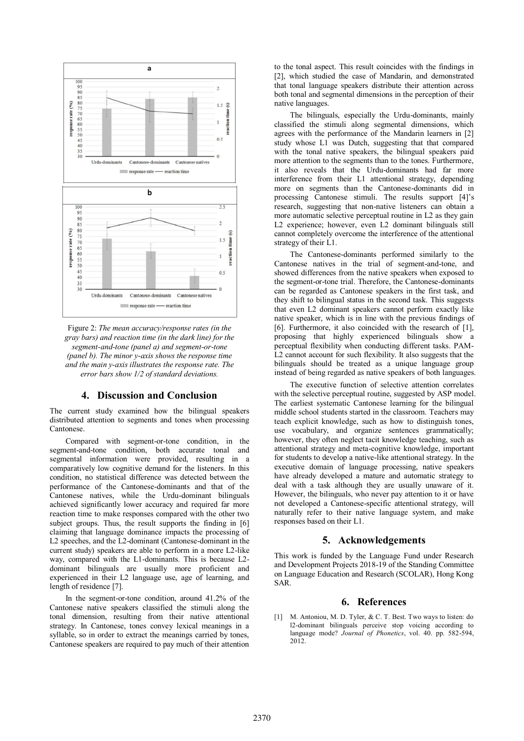Figure 2: *The mean accuracy/response rates (in the gray bars) and reaction time (in the dark line) for the segment-and-tone (panel a) and segment-or-tone (panel b). The minor y-axis shows the response time and the main y-axis illustrates the response rate. The error bars show 1/2 of standard deviations.*

## 4. Discussion and Conclusion

The current study examined how the bilingual speakers distributed attention to segments and tones when processing Cantonese.

Compared with segment-or-tone condition, in the segment-and-tone condition, both accurate tonal and segmental information were provided, resulting in a comparatively low cognitive demand for the listeners. In this condition, no statistical difference was detected between the performance of the Cantonese-dominants and that of the Cantonese natives, while the Urdu-dominant bilinguals achieved significantly lower accuracy and required far more reaction time to make responses compared with the other two subject groups. Thus, the result supports the finding in [6] claiming that language dominance impacts the processing of L2 speeches, and the L2-dominant (Cantonese-dominant in the current study) speakers are able to perform in a more L2-like way, compared with the L1-dominants. This is because L2-dominant bilinguals are usually more proficient and experienced in their L2 language use, age of learning, and length of residence [7].

In the segment-or-tone condition, around 41.2% of the Cantonese native speakers classified the stimuli along the tonal dimension, resulting from their native attentional strategy. In Cantonese, tones convey lexical meanings in a syllable, so in order to extract the meanings carried by tones, Cantonese speakers are required to pay much of their attention to the tonal aspect. This result coincides with the findings in [2], which studied the case of Mandarin, and demonstrated that tonal language speakers distribute their attention across both tonal and segmental dimensions in the perception of their native languages.

The bilinguals, especially the Urdu-dominants, mainly classified the stimuli along segmental dimensions, which agrees with the performance of the Mandarin learners in [2] study whose L1 was Dutch, suggesting that that compared with the tonal native speakers, the bilingual speakers paid more attention to the segments than to the tones. Furthermore, it also reveals that the Urdu-dominants had far more interference from their L1 attentional strategy, depending more on segments than the Cantonese-dominants did in processing Cantonese stimuli. The results support [4]'s research, suggesting that non-native listeners can obtain a more automatic selective perceptual routine in L2 as they gain L2 experience; however, even L2 dominant bilinguals still cannot completely overcome the interference of the attentional strategy of their L1.

The Cantonese-dominants performed similarly to the Cantonese natives in the trial of segment-and-tone, and showed differences from the native speakers when exposed to the segment-or-tone trial. Therefore, the Cantonese-dominants can be regarded as Cantonese speakers in the first task, and they shift to bilingual status in the second task. This suggests that even L2 dominant speakers cannot perform exactly like native speaker, which is in line with the previous findings of [6]. Furthermore, it also coincided with the research of [1], proposing that highly experienced bilinguals show a perceptual flexibility when conducting different tasks. PAM-L2 cannot account for such flexibility. It also suggests that the bilinguals should be treated as a unique language group instead of being regarded as native speakers of both languages.

The executive function of selective attention correlates with the selective perceptual routine, suggested by ASP model. The earliest systematic Cantonese learning for the bilingual middle school students started in the classroom. Teachers may teach explicit knowledge, such as how to distinguish tones, use vocabulary, and organize sentences grammatically; however, they often neglect tacit knowledge teaching, such as attentional strategy and meta-cognitive knowledge, important for students to develop a native-like attentional strategy. In the executive domain of language processing, native speakers have already developed a mature and automatic strategy to deal with a task although they are usually unaware of it. However, the bilinguals, who never pay attention to it or have not developed a Cantonese-specific attentional strategy, will naturally refer to their native language system, and make responses based on their L1.

## 5. Acknowledgements

This work is funded by the Language Fund under Research and Development Projects 2018-19 of the Standing Committee on Language Education and Research (SCOLAR), Hong Kong SAR.

## 6. References

[1] M. Antoniou, M. D. Tyler, & C. T. Best. Two ways to listen: do l2-dominant bilinguals perceive stop voicing according to language mode? *Journal of Phonetics*, vol. 40. pp. 582-594, 2012.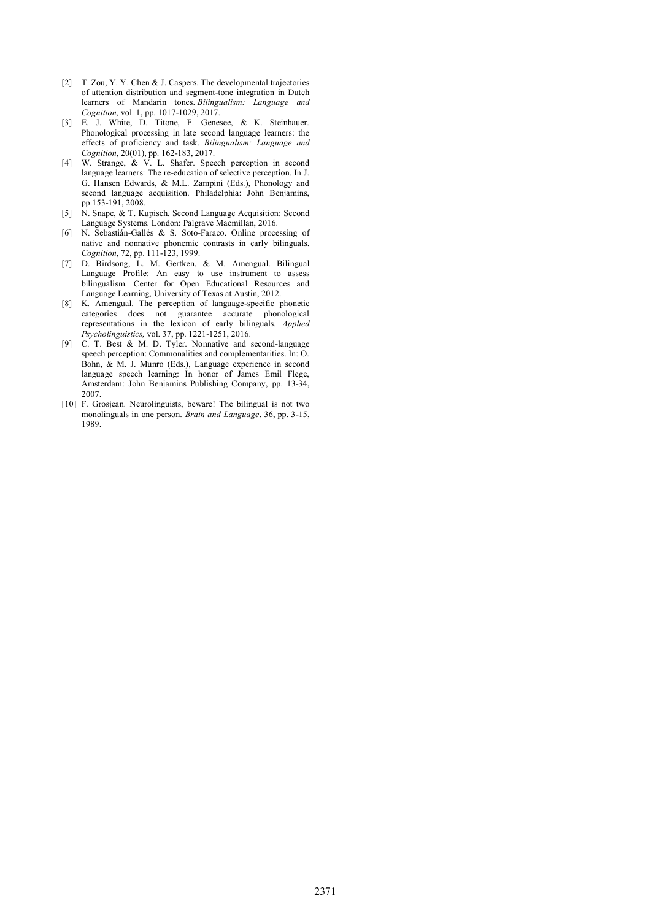- [2] T. Zou, Y. Y. Chen & J. Caspers. The developmental trajectories of attention distribution and segment-tone integration in Dutch learners of Mandarin tones. *Bilingualism: Language and Cognition,* vol. 1, pp. 1017-1029, 2017.
- [3] E. J. White, D. Titone, F. Genesee, & K. Steinhauer. Phonological processing in late second language learners: the effects of proficiency and task. *Bilingualism: Language and Cognition*, 20(01), pp. 162-183, 2017.
- [4] W. Strange, & V. L. Shafer. Speech perception in second language learners: The re-education of selective perception. In J. G. Hansen Edwards, & M.L. Zampini (Eds.), Phonology and second language acquisition. Philadelphia: John Benjamins, pp.153-191, 2008.
- [5] N. Snape, & T. Kupisch. Second Language Acquisition: Second Language Systems. London: Palgrave Macmillan, 2016.
- [6] N. Sebastián-Gallés & S. Soto-Faraco. Online processing of native and nonnative phonemic contrasts in early bilinguals. *Cognition*, 72, pp. 111-123, 1999.
- [7] D. Birdsong, L. M. Gertken, & M. Amengual. Bilingual Language Profile: An easy to use instrument to assess bilingualism. Center for Open Educational Resources and Language Learning, University of Texas at Austin, 2012.
- [8] K. Amengual. The perception of language-specific phonetic categories does not guarantee accurate phonological representations in the lexicon of early bilinguals. *Applied Psycholinguistics,* vol. 37, pp. 1221-1251, 2016.
- [9] C. T. Best & M. D. Tyler. Nonnative and second-language speech perception: Commonalities and complementarities. In: O. Bohn, & M. J. Munro (Eds.), Language experience in second language speech learning: In honor of James Emil Flege, Amsterdam: John Benjamins Publishing Company, pp. 13-34, 2007.
- [10] F. Grosjean. Neurolinguists, beware! The bilingual is not two monolinguals in one person. *Brain and Language*, 36, pp. 3-15, 1989.